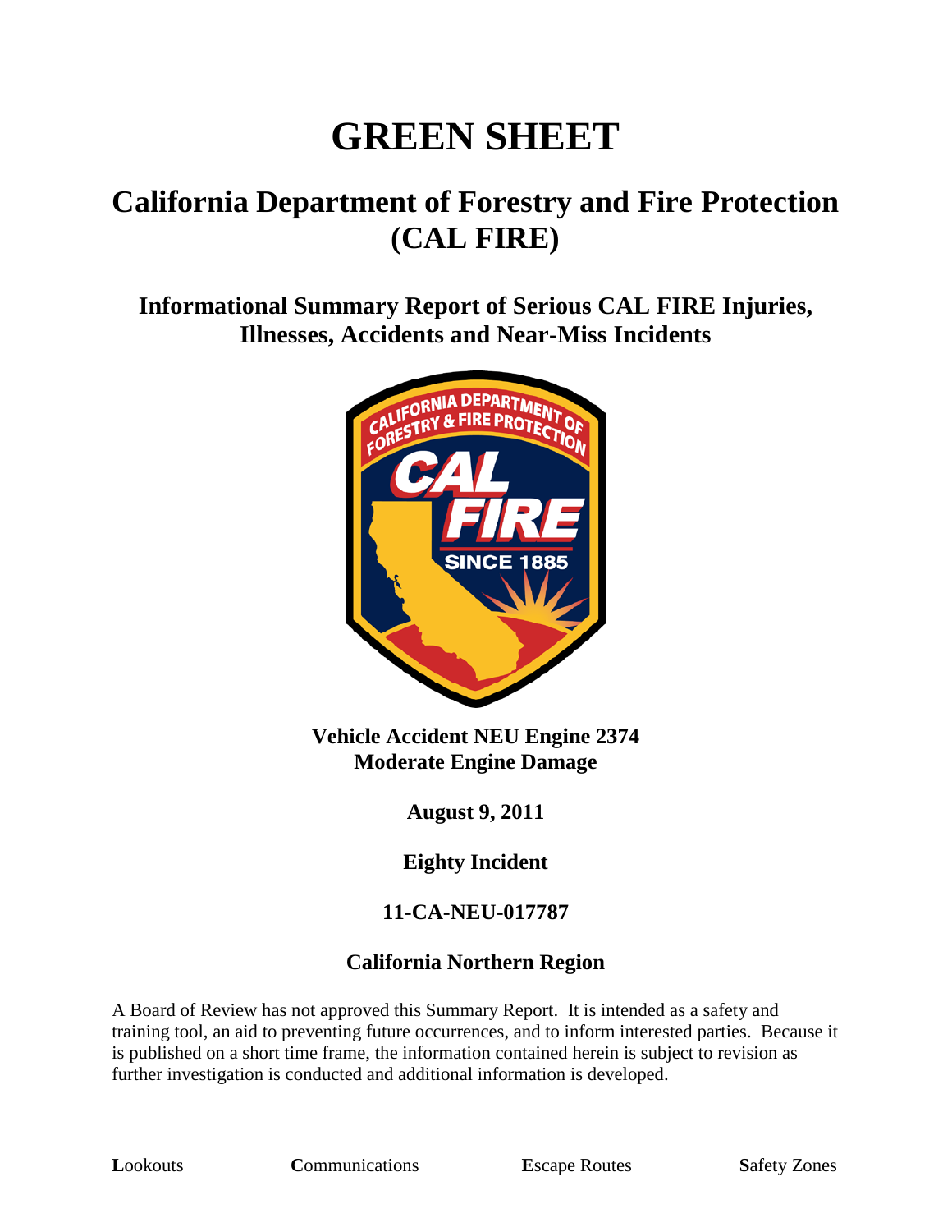# GREEN SHEET

## California Department of Forestry and Fire Protection (CAL FIRE)

### Informational Summary Report of Serious CAL FIRE Injuries, Illnesses, Accidents and Near-Miss Incidents

**Vehicle Accident NEU Engine 2374**
**Moderate Engine Damage**

**August 9, 2011**

**Eighty Incident**

**11-CA-NEU-017787**

**California Northern Region**

A Board of Review has not approved this Summary Report. It is intended as a safety and training tool, an aid to preventing future occurrences, and to inform interested parties. Because it is published on a short time frame, the information contained herein is subject to revision as further investigation is conducted and additional information is developed.

**L**ookouts **C**ommunications **E**scape Routes **S**afety Zones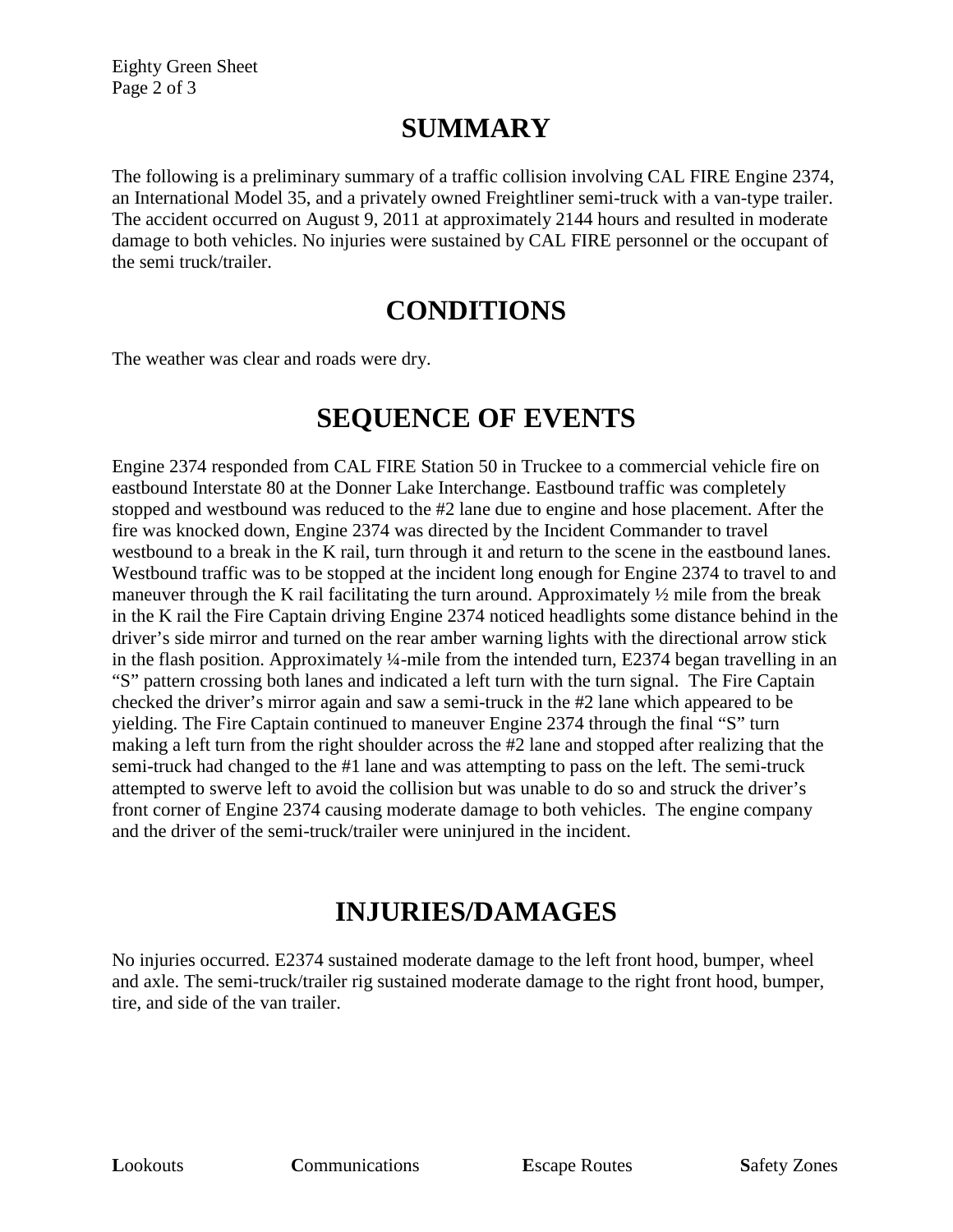# SUMMARY

The following is a preliminary summary of a traffic collision involving CAL FIRE Engine 2374, an International Model 35, and a privately owned Freightliner semi-truck with a van-type trailer. The accident occurred on August 9, 2011 at approximately 2144 hours and resulted in moderate damage to both vehicles. No injuries were sustained by CAL FIRE personnel or the occupant of the semi truck/trailer.

# CONDITIONS

The weather was clear and roads were dry.

# SEQUENCE OF EVENTS

Engine 2374 responded from CAL FIRE Station 50 in Truckee to a commercial vehicle fire on eastbound Interstate 80 at the Donner Lake Interchange. Eastbound traffic was completely stopped and westbound was reduced to the #2 lane due to engine and hose placement. After the fire was knocked down, Engine 2374 was directed by the Incident Commander to travel westbound to a break in the K rail, turn through it and return to the scene in the eastbound lanes. Westbound traffic was to be stopped at the incident long enough for Engine 2374 to travel to and maneuver through the K rail facilitating the turn around. Approximately ½ mile from the break in the K rail the Fire Captain driving Engine 2374 noticed headlights some distance behind in the driver's side mirror and turned on the rear amber warning lights with the directional arrow stick in the flash position. Approximately ¼-mile from the intended turn, E2374 began travelling in an "S" pattern crossing both lanes and indicated a left turn with the turn signal. The Fire Captain checked the driver's mirror again and saw a semi-truck in the #2 lane which appeared to be yielding. The Fire Captain continued to maneuver Engine 2374 through the final "S" turn making a left turn from the right shoulder across the #2 lane and stopped after realizing that the semi-truck had changed to the #1 lane and was attempting to pass on the left. The semi-truck attempted to swerve left to avoid the collision but was unable to do so and struck the driver's front corner of Engine 2374 causing moderate damage to both vehicles. The engine company and the driver of the semi-truck/trailer were uninjured in the incident.

# INJURIES/DAMAGES

No injuries occurred. E2374 sustained moderate damage to the left front hood, bumper, wheel and axle. The semi-truck/trailer rig sustained moderate damage to the right front hood, bumper, tire, and side of the van trailer.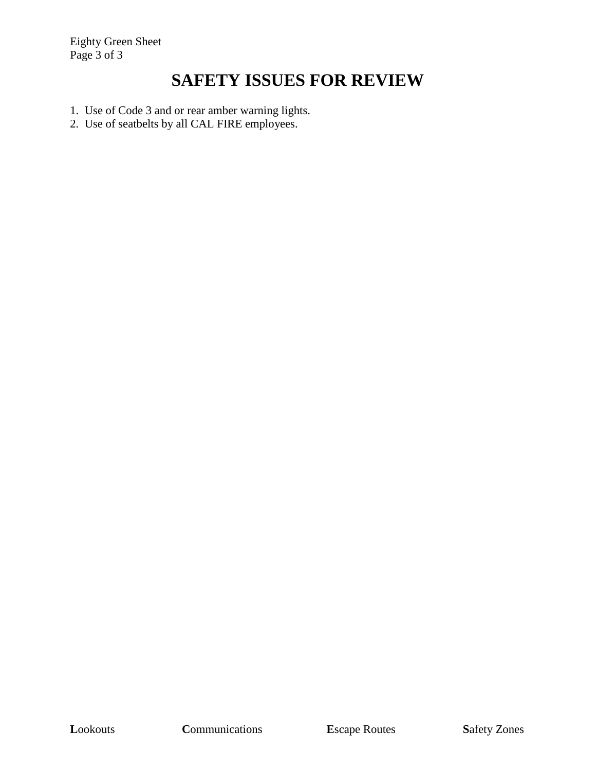# SAFETY ISSUES FOR REVIEW

1. Use of Code 3 and or rear amber warning lights.
2. Use of seatbelts by all CAL FIRE employees.